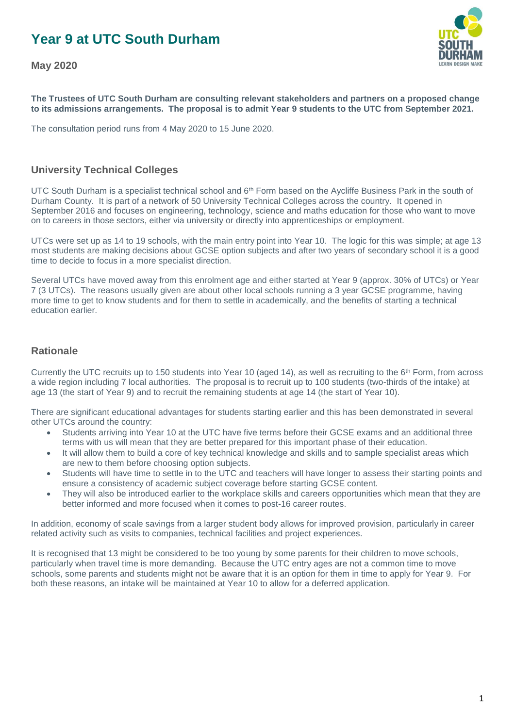# Year 9 at UTC South Durham

**May 2020**

**The Trustees of UTC South Durham are consulting relevant stakeholders and partners on a proposed change to its admissions arrangements. The proposal is to admit Year 9 students to the UTC from September 2021.**

The consultation period runs from 4 May 2020 to 15 June 2020.

## University Technical Colleges

UTC South Durham is a specialist technical school and 6th Form based on the Aycliffe Business Park in the south of Durham County. It is part of a network of 50 University Technical Colleges across the country. It opened in September 2016 and focuses on engineering, technology, science and maths education for those who want to move on to careers in those sectors, either via university or directly into apprenticeships or employment.

UTCs were set up as 14 to 19 schools, with the main entry point into Year 10. The logic for this was simple; at age 13 most students are making decisions about GCSE option subjects and after two years of secondary school it is a good time to decide to focus in a more specialist direction.

Several UTCs have moved away from this enrolment age and either started at Year 9 (approx. 30% of UTCs) or Year 7 (3 UTCs). The reasons usually given are about other local schools running a 3 year GCSE programme, having more time to get to know students and for them to settle in academically, and the benefits of starting a technical education earlier.

## Rationale

Currently the UTC recruits up to 150 students into Year 10 (aged 14), as well as recruiting to the 6th Form, from across a wide region including 7 local authorities. The proposal is to recruit up to 100 students (two-thirds of the intake) at age 13 (the start of Year 9) and to recruit the remaining students at age 14 (the start of Year 10).

There are significant educational advantages for students starting earlier and this has been demonstrated in several other UTCs around the country:

- Students arriving into Year 10 at the UTC have five terms before their GCSE exams and an additional three terms with us will mean that they are better prepared for this important phase of their education.
- It will allow them to build a core of key technical knowledge and skills and to sample specialist areas which are new to them before choosing option subjects.
- Students will have time to settle in to the UTC and teachers will have longer to assess their starting points and ensure a consistency of academic subject coverage before starting GCSE content.
- They will also be introduced earlier to the workplace skills and careers opportunities which mean that they are better informed and more focused when it comes to post-16 career routes.

In addition, economy of scale savings from a larger student body allows for improved provision, particularly in career related activity such as visits to companies, technical facilities and project experiences.

It is recognised that 13 might be considered to be too young by some parents for their children to move schools, particularly when travel time is more demanding. Because the UTC entry ages are not a common time to move schools, some parents and students might not be aware that it is an option for them in time to apply for Year 9. For both these reasons, an intake will be maintained at Year 10 to allow for a deferred application.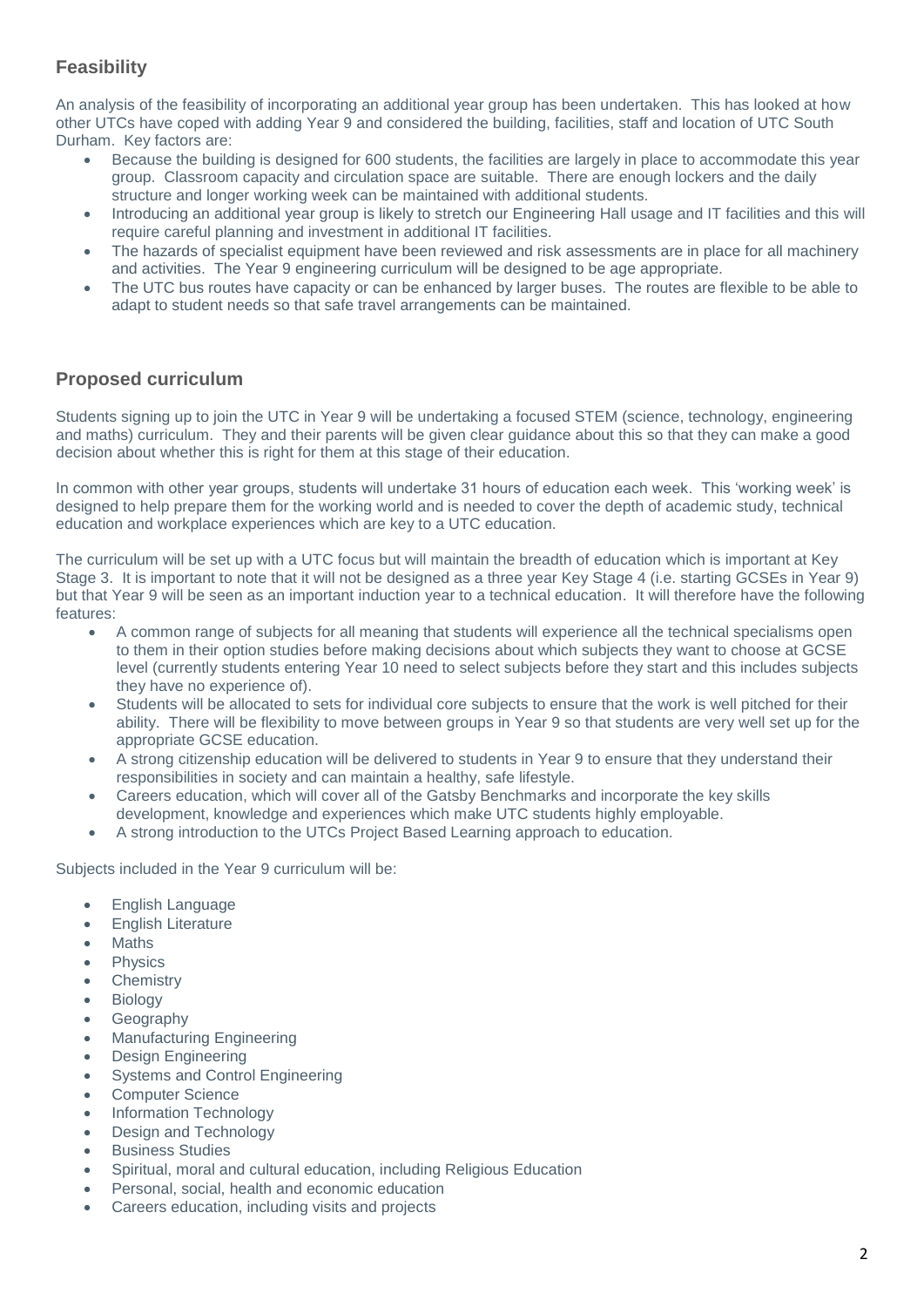## Feasibility

An analysis of the feasibility of incorporating an additional year group has been undertaken. This has looked at how other UTCs have coped with adding Year 9 and considered the building, facilities, staff and location of UTC South Durham. Key factors are:

- Because the building is designed for 600 students, the facilities are largely in place to accommodate this year group. Classroom capacity and circulation space are suitable. There are enough lockers and the daily structure and longer working week can be maintained with additional students.
- Introducing an additional year group is likely to stretch our Engineering Hall usage and IT facilities and this will require careful planning and investment in additional IT facilities.
- The hazards of specialist equipment have been reviewed and risk assessments are in place for all machinery and activities. The Year 9 engineering curriculum will be designed to be age appropriate.
- The UTC bus routes have capacity or can be enhanced by larger buses. The routes are flexible to be able to adapt to student needs so that safe travel arrangements can be maintained.

## Proposed curriculum

Students signing up to join the UTC in Year 9 will be undertaking a focused STEM (science, technology, engineering and maths) curriculum. They and their parents will be given clear guidance about this so that they can make a good decision about whether this is right for them at this stage of their education.

In common with other year groups, students will undertake 31 hours of education each week. This 'working week' is designed to help prepare them for the working world and is needed to cover the depth of academic study, technical education and workplace experiences which are key to a UTC education.

The curriculum will be set up with a UTC focus but will maintain the breadth of education which is important at Key Stage 3. It is important to note that it will not be designed as a three year Key Stage 4 (i.e. starting GCSEs in Year 9) but that Year 9 will be seen as an important induction year to a technical education. It will therefore have the following features:

- A common range of subjects for all meaning that students will experience all the technical specialisms open to them in their option studies before making decisions about which subjects they want to choose at GCSE level (currently students entering Year 10 need to select subjects before they start and this includes subjects they have no experience of).
- Students will be allocated to sets for individual core subjects to ensure that the work is well pitched for their ability. There will be flexibility to move between groups in Year 9 so that students are very well set up for the appropriate GCSE education.
- A strong citizenship education will be delivered to students in Year 9 to ensure that they understand their responsibilities in society and can maintain a healthy, safe lifestyle.
- Careers education, which will cover all of the Gatsby Benchmarks and incorporate the key skills development, knowledge and experiences which make UTC students highly employable.
- A strong introduction to the UTCs Project Based Learning approach to education.

Subjects included in the Year 9 curriculum will be:

- English Language
- English Literature
- Maths
- Physics
- Chemistry
- Biology
- Geography
- Manufacturing Engineering
- Design Engineering
- Systems and Control Engineering
- Computer Science
- Information Technology
- Design and Technology
- Business Studies
- Spiritual, moral and cultural education, including Religious Education
- Personal, social, health and economic education
- Careers education, including visits and projects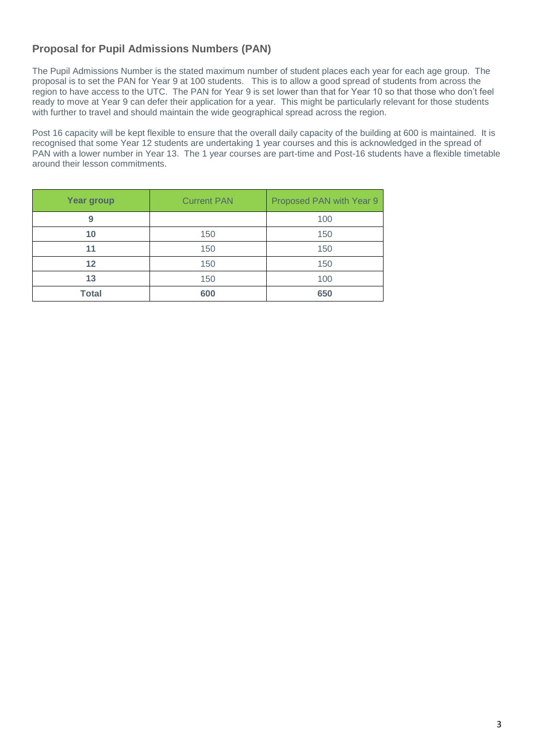## Proposal for Pupil Admissions Numbers (PAN)

The Pupil Admissions Number is the stated maximum number of student places each year for each age group. The proposal is to set the PAN for Year 9 at 100 students. This is to allow a good spread of students from across the region to have access to the UTC. The PAN for Year 9 is set lower than that for Year 10 so that those who don't feel ready to move at Year 9 can defer their application for a year. This might be particularly relevant for those students with further to travel and should maintain the wide geographical spread across the region.

Post 16 capacity will be kept flexible to ensure that the overall daily capacity of the building at 600 is maintained. It is recognised that some Year 12 students are undertaking 1 year courses and this is acknowledged in the spread of PAN with a lower number in Year 13. The 1 year courses are part-time and Post-16 students have a flexible timetable around their lesson commitments.

| Year group | Current PAN | Proposed PAN with Year 9 |
|---|---|---|
| **9** | | 100 |
| **10** | 150 | 150 |
| **11** | 150 | 150 |
| **12** | 150 | 150 |
| **13** | 150 | 100 |
| **Total** | **600** | **650** |